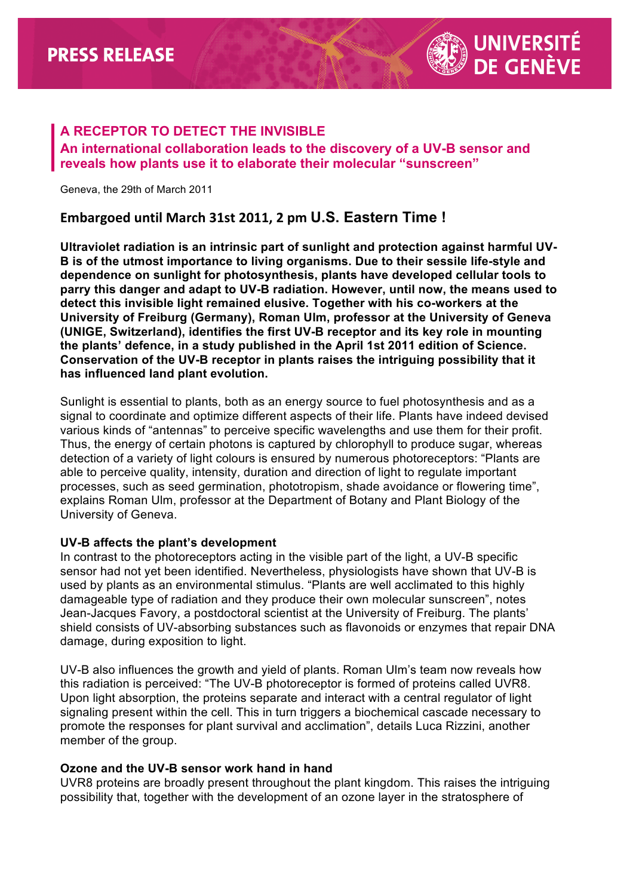**PRESS RELEASE**

**UNIVERSITÉ DE GENÈVE**

## A RECEPTOR TO DETECT THE INVISIBLE

### An international collaboration leads to the discovery of a UV-B sensor and reveals how plants use it to elaborate their molecular "sunscreen"

Geneva, the 29th of March 2011

**Embargoed until March 31st 2011, 2 pm U.S. Eastern Time !**

**Ultraviolet radiation is an intrinsic part of sunlight and protection against harmful UV-B is of the utmost importance to living organisms. Due to their sessile life-style and dependence on sunlight for photosynthesis, plants have developed cellular tools to parry this danger and adapt to UV-B radiation. However, until now, the means used to detect this invisible light remained elusive. Together with his co-workers at the University of Freiburg (Germany), Roman Ulm, professor at the University of Geneva (UNIGE, Switzerland), identifies the first UV-B receptor and its key role in mounting the plants' defence, in a study published in the April 1st 2011 edition of Science. Conservation of the UV-B receptor in plants raises the intriguing possibility that it has influenced land plant evolution.**

Sunlight is essential to plants, both as an energy source to fuel photosynthesis and as a signal to coordinate and optimize different aspects of their life. Plants have indeed devised various kinds of "antennas" to perceive specific wavelengths and use them for their profit. Thus, the energy of certain photons is captured by chlorophyll to produce sugar, whereas detection of a variety of light colours is ensured by numerous photoreceptors: "Plants are able to perceive quality, intensity, duration and direction of light to regulate important processes, such as seed germination, phototropism, shade avoidance or flowering time", explains Roman Ulm, professor at the Department of Botany and Plant Biology of the University of Geneva.

**UV-B affects the plant's development**

In contrast to the photoreceptors acting in the visible part of the light, a UV-B specific sensor had not yet been identified. Nevertheless, physiologists have shown that UV-B is used by plants as an environmental stimulus. "Plants are well acclimated to this highly damageable type of radiation and they produce their own molecular sunscreen", notes Jean-Jacques Favory, a postdoctoral scientist at the University of Freiburg. The plants' shield consists of UV-absorbing substances such as flavonoids or enzymes that repair DNA damage, during exposition to light.

UV-B also influences the growth and yield of plants. Roman Ulm's team now reveals how this radiation is perceived: "The UV-B photoreceptor is formed of proteins called UVR8. Upon light absorption, the proteins separate and interact with a central regulator of light signaling present within the cell. This in turn triggers a biochemical cascade necessary to promote the responses for plant survival and acclimation", details Luca Rizzini, another member of the group.

**Ozone and the UV-B sensor work hand in hand**

UVR8 proteins are broadly present throughout the plant kingdom. This raises the intriguing possibility that, together with the development of an ozone layer in the stratosphere of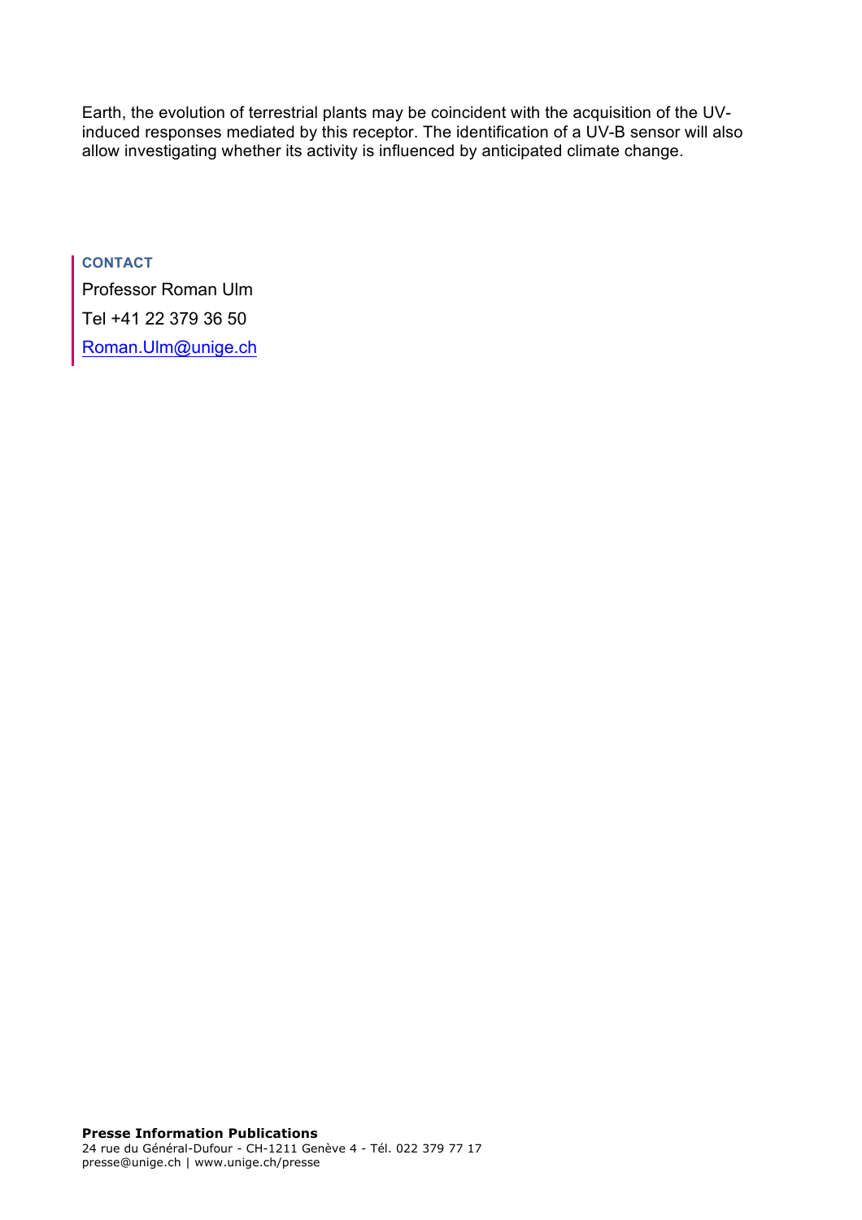Earth, the evolution of terrestrial plants may be coincident with the acquisition of the UV-induced responses mediated by this receptor. The identification of a UV-B sensor will also allow investigating whether its activity is influenced by anticipated climate change.

**CONTACT**

Professor Roman Ulm

Tel +41 22 379 36 50

Roman.Ulm@unige.ch

**Presse Information Publications**
24 rue du Général-Dufour - CH-1211 Genève 4 - Tél. 022 379 77 17
presse@unige.ch | www.unige.ch/presse